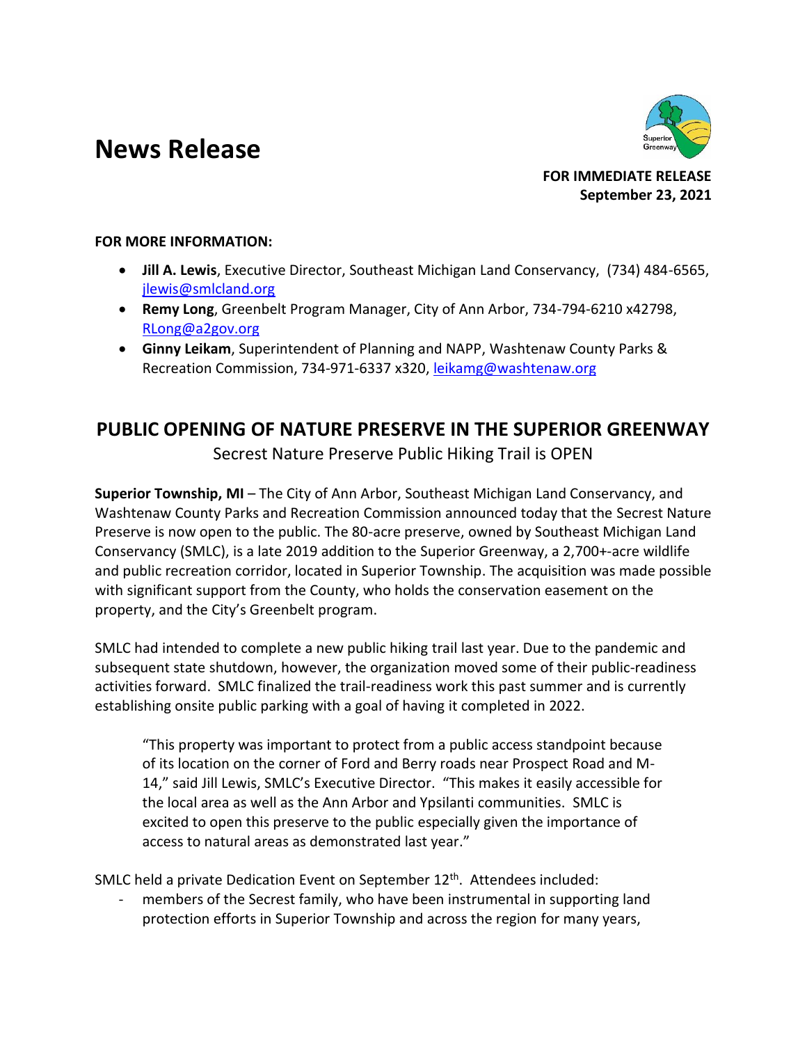# News Release

**FOR IMMEDIATE RELEASE**
**September 23, 2021**

**FOR MORE INFORMATION:**

- **Jill A. Lewis**, Executive Director, Southeast Michigan Land Conservancy, (734) 484-6565, jlewis@smlcland.org
- **Remy Long**, Greenbelt Program Manager, City of Ann Arbor, 734-794-6210 x42798, RLong@a2gov.org
- **Ginny Leikam**, Superintendent of Planning and NAPP, Washtenaw County Parks & Recreation Commission, 734-971-6337 x320, leikamg@washtenaw.org

## PUBLIC OPENING OF NATURE PRESERVE IN THE SUPERIOR GREENWAY

Secrest Nature Preserve Public Hiking Trail is OPEN

**Superior Township, MI** – The City of Ann Arbor, Southeast Michigan Land Conservancy, and Washtenaw County Parks and Recreation Commission announced today that the Secrest Nature Preserve is now open to the public. The 80-acre preserve, owned by Southeast Michigan Land Conservancy (SMLC), is a late 2019 addition to the Superior Greenway, a 2,700+-acre wildlife and public recreation corridor, located in Superior Township. The acquisition was made possible with significant support from the County, who holds the conservation easement on the property, and the City's Greenbelt program.

SMLC had intended to complete a new public hiking trail last year. Due to the pandemic and subsequent state shutdown, however, the organization moved some of their public-readiness activities forward. SMLC finalized the trail-readiness work this past summer and is currently establishing onsite public parking with a goal of having it completed in 2022.

> "This property was important to protect from a public access standpoint because of its location on the corner of Ford and Berry roads near Prospect Road and M-14," said Jill Lewis, SMLC's Executive Director. "This makes it easily accessible for the local area as well as the Ann Arbor and Ypsilanti communities. SMLC is excited to open this preserve to the public especially given the importance of access to natural areas as demonstrated last year."

SMLC held a private Dedication Event on September 12th. Attendees included:

- members of the Secrest family, who have been instrumental in supporting land protection efforts in Superior Township and across the region for many years,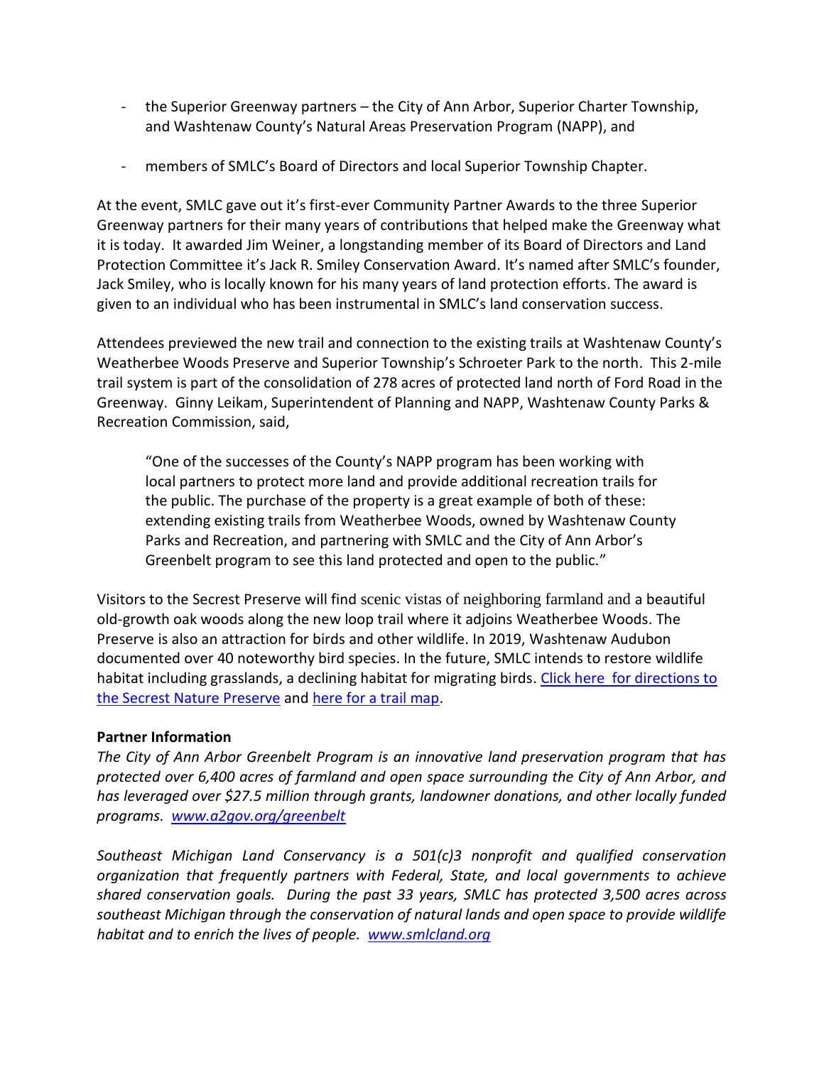- the Superior Greenway partners – the City of Ann Arbor, Superior Charter Township, and Washtenaw County's Natural Areas Preservation Program (NAPP), and
- members of SMLC's Board of Directors and local Superior Township Chapter.

At the event, SMLC gave out it's first-ever Community Partner Awards to the three Superior Greenway partners for their many years of contributions that helped make the Greenway what it is today. It awarded Jim Weiner, a longstanding member of its Board of Directors and Land Protection Committee it's Jack R. Smiley Conservation Award. It's named after SMLC's founder, Jack Smiley, who is locally known for his many years of land protection efforts. The award is given to an individual who has been instrumental in SMLC's land conservation success.

Attendees previewed the new trail and connection to the existing trails at Washtenaw County's Weatherbee Woods Preserve and Superior Township's Schroeter Park to the north. This 2-mile trail system is part of the consolidation of 278 acres of protected land north of Ford Road in the Greenway. Ginny Leikam, Superintendent of Planning and NAPP, Washtenaw County Parks & Recreation Commission, said,

> "One of the successes of the County's NAPP program has been working with local partners to protect more land and provide additional recreation trails for the public. The purchase of the property is a great example of both of these: extending existing trails from Weatherbee Woods, owned by Washtenaw County Parks and Recreation, and partnering with SMLC and the City of Ann Arbor's Greenbelt program to see this land protected and open to the public."

Visitors to the Secrest Preserve will find scenic vistas of neighboring farmland and a beautiful old-growth oak woods along the new loop trail where it adjoins Weatherbee Woods. The Preserve is also an attraction for birds and other wildlife. In 2019, Washtenaw Audubon documented over 40 noteworthy bird species. In the future, SMLC intends to restore wildlife habitat including grasslands, a declining habitat for migrating birds. Click here for directions to the Secrest Nature Preserve and here for a trail map.

**Partner Information**

*The City of Ann Arbor Greenbelt Program is an innovative land preservation program that has protected over 6,400 acres of farmland and open space surrounding the City of Ann Arbor, and has leveraged over $27.5 million through grants, landowner donations, and other locally funded programs. www.a2gov.org/greenbelt*

*Southeast Michigan Land Conservancy is a 501(c)3 nonprofit and qualified conservation organization that frequently partners with Federal, State, and local governments to achieve shared conservation goals. During the past 33 years, SMLC has protected 3,500 acres across southeast Michigan through the conservation of natural lands and open space to provide wildlife habitat and to enrich the lives of people. www.smlcland.org*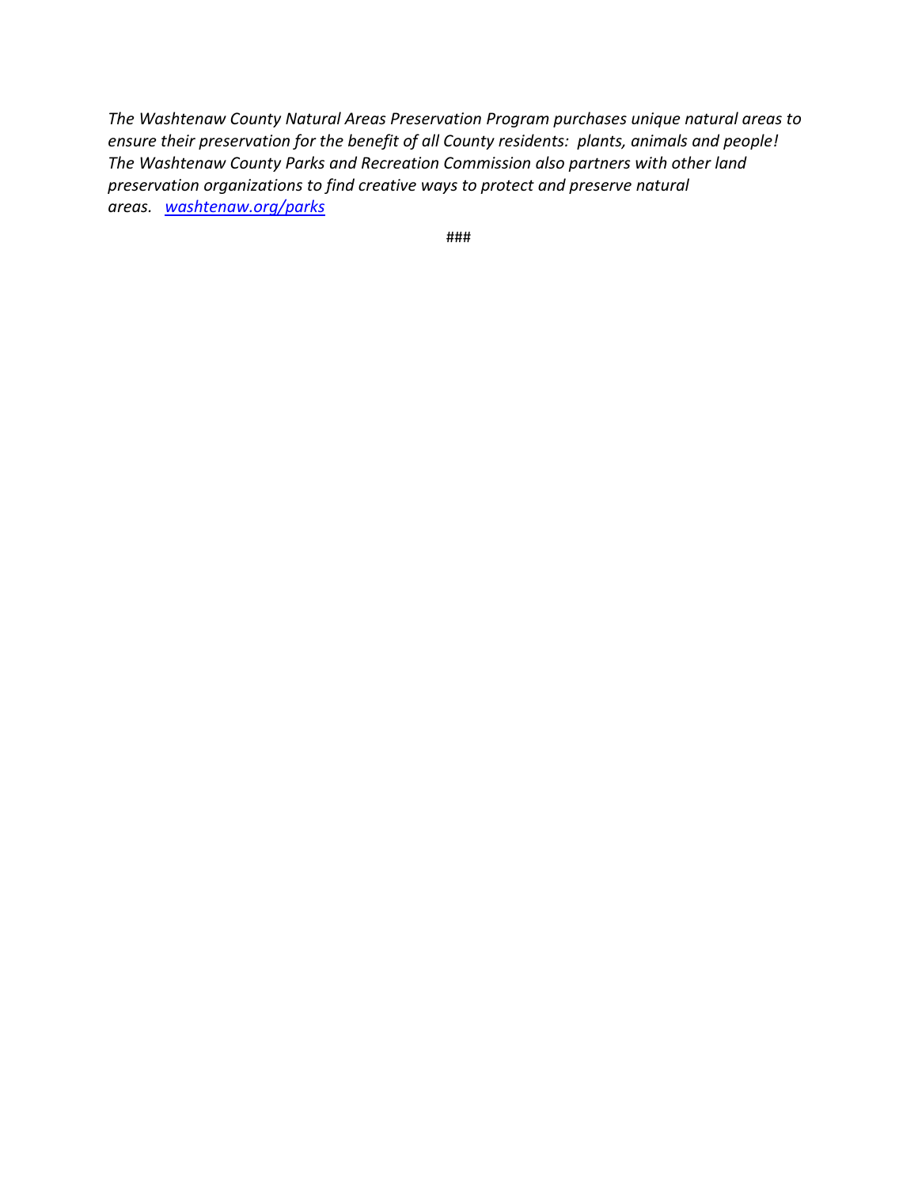*The Washtenaw County Natural Areas Preservation Program purchases unique natural areas to ensure their preservation for the benefit of all County residents: plants, animals and people! The Washtenaw County Parks and Recreation Commission also partners with other land preservation organizations to find creative ways to protect and preserve natural areas. [washtenaw.org/parks](washtenaw.org/parks)*

###